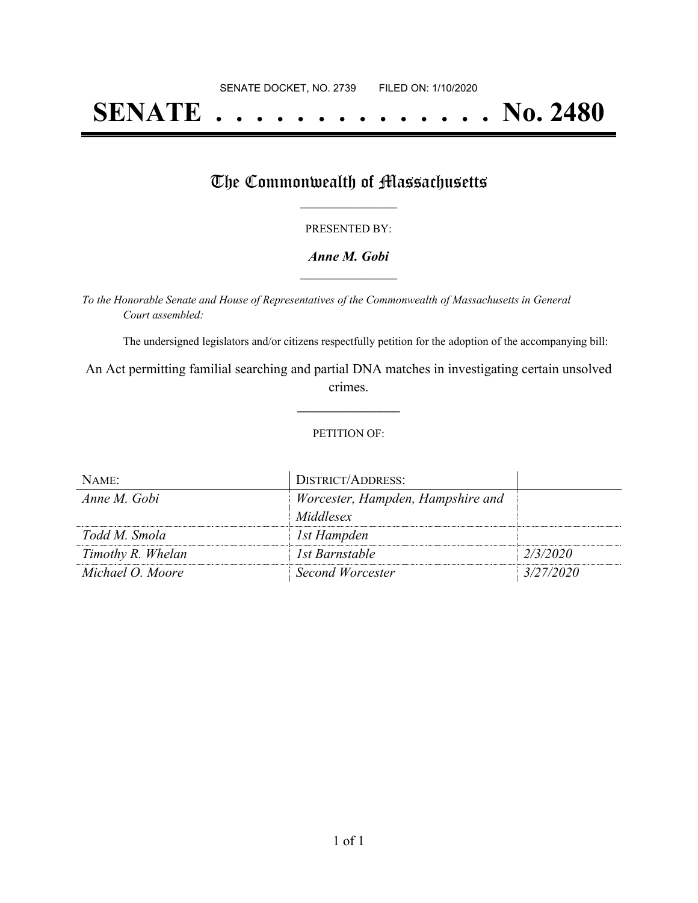SENATE DOCKET, NO. 2739        FILED ON: 1/10/2020

# SENATE . . . . . . . . . . . . . . No. 2480

## The Commonwealth of Massachusetts

PRESENTED BY:

***Anne M. Gobi***

*To the Honorable Senate and House of Representatives of the Commonwealth of Massachusetts in General Court assembled:*

The undersigned legislators and/or citizens respectfully petition for the adoption of the accompanying bill:

An Act permitting familial searching and partial DNA matches in investigating certain unsolved crimes.

PETITION OF:

| NAME: | DISTRICT/ADDRESS: | |
|---|---|---|
| *Anne M. Gobi* | *Worcester, Hampden, Hampshire and Middlesex* | |
| *Todd M. Smola* | *1st Hampden* | |
| *Timothy R. Whelan* | *1st Barnstable* | *2/3/2020* |
| *Michael O. Moore* | *Second Worcester* | *3/27/2020* |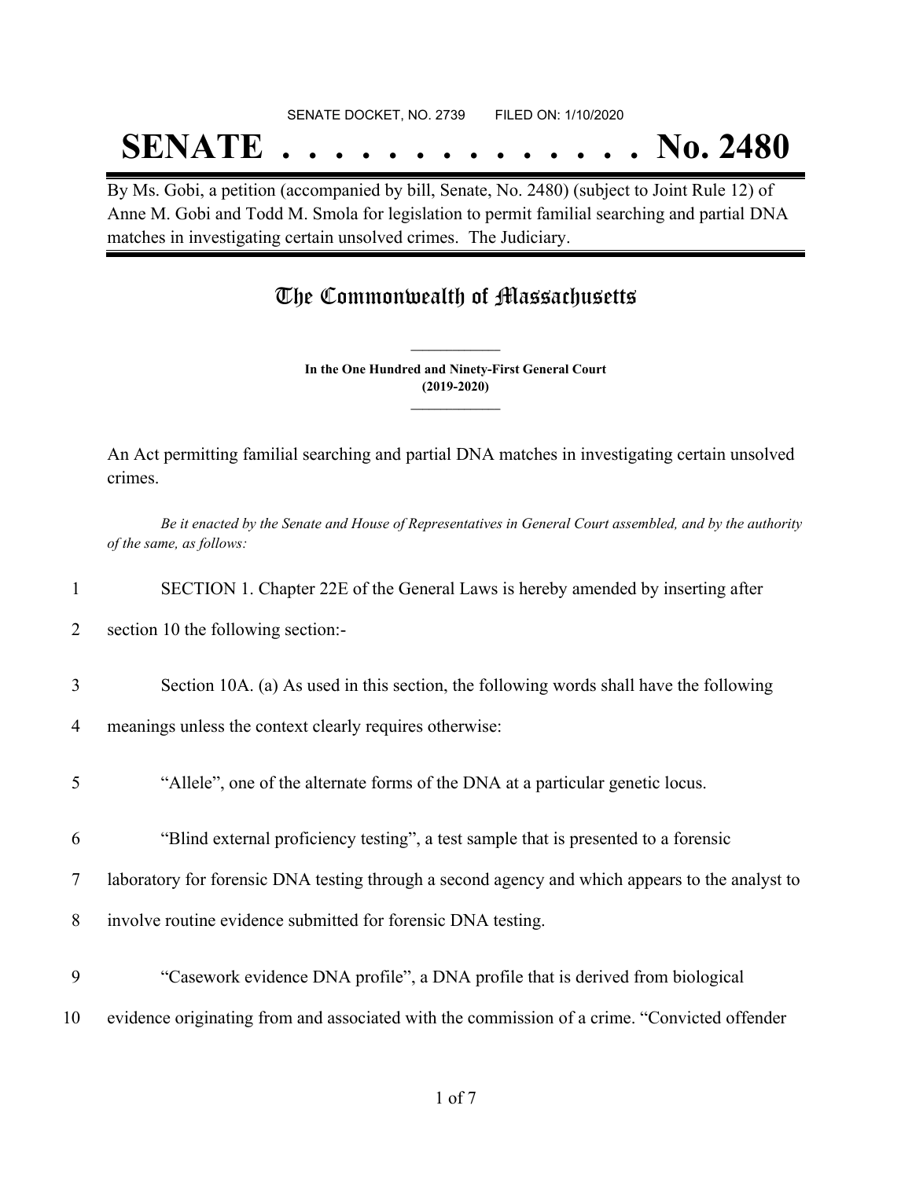SENATE DOCKET, NO. 2739 FILED ON: 1/10/2020

# SENATE . . . . . . . . . . . . . . No. 2480

By Ms. Gobi, a petition (accompanied by bill, Senate, No. 2480) (subject to Joint Rule 12) of Anne M. Gobi and Todd M. Smola for legislation to permit familial searching and partial DNA matches in investigating certain unsolved crimes. The Judiciary.

## The Commonwealth of Massachusetts

**In the One Hundred and Ninety-First General Court (2019-2020)**

An Act permitting familial searching and partial DNA matches in investigating certain unsolved crimes.

*Be it enacted by the Senate and House of Representatives in General Court assembled, and by the authority of the same, as follows:*

1 SECTION 1. Chapter 22E of the General Laws is hereby amended by inserting after

2 section 10 the following section:-

3 Section 10A. (a) As used in this section, the following words shall have the following

4 meanings unless the context clearly requires otherwise:

5 "Allele", one of the alternate forms of the DNA at a particular genetic locus.

6 "Blind external proficiency testing", a test sample that is presented to a forensic

7 laboratory for forensic DNA testing through a second agency and which appears to the analyst to

8 involve routine evidence submitted for forensic DNA testing.

9 "Casework evidence DNA profile", a DNA profile that is derived from biological

10 evidence originating from and associated with the commission of a crime. "Convicted offender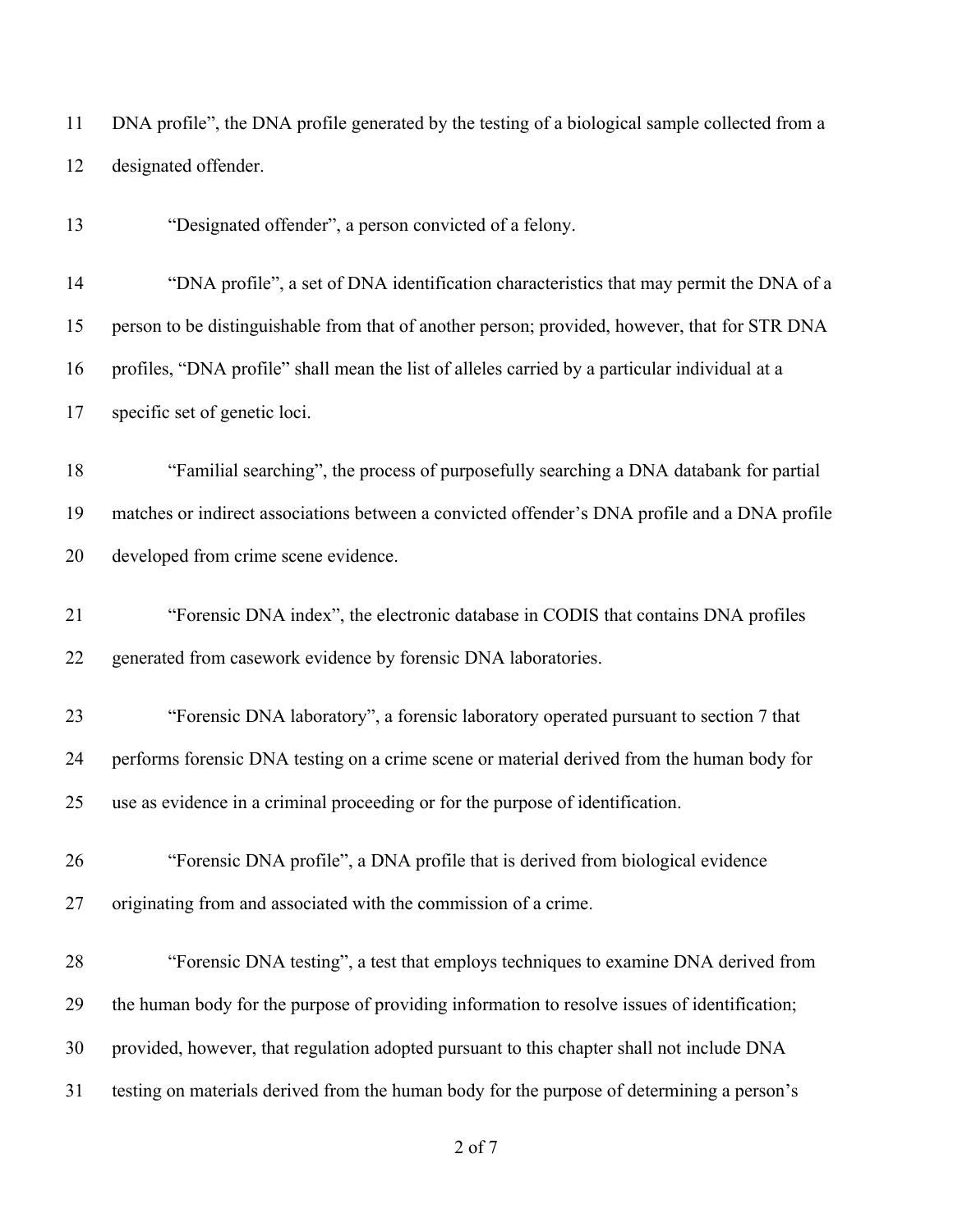DNA profile", the DNA profile generated by the testing of a biological sample collected from a designated offender.

"Designated offender", a person convicted of a felony.

"DNA profile", a set of DNA identification characteristics that may permit the DNA of a person to be distinguishable from that of another person; provided, however, that for STR DNA profiles, "DNA profile" shall mean the list of alleles carried by a particular individual at a specific set of genetic loci.

"Familial searching", the process of purposefully searching a DNA databank for partial matches or indirect associations between a convicted offender's DNA profile and a DNA profile developed from crime scene evidence.

"Forensic DNA index", the electronic database in CODIS that contains DNA profiles generated from casework evidence by forensic DNA laboratories.

"Forensic DNA laboratory", a forensic laboratory operated pursuant to section 7 that performs forensic DNA testing on a crime scene or material derived from the human body for use as evidence in a criminal proceeding or for the purpose of identification.

"Forensic DNA profile", a DNA profile that is derived from biological evidence originating from and associated with the commission of a crime.

"Forensic DNA testing", a test that employs techniques to examine DNA derived from the human body for the purpose of providing information to resolve issues of identification; provided, however, that regulation adopted pursuant to this chapter shall not include DNA testing on materials derived from the human body for the purpose of determining a person's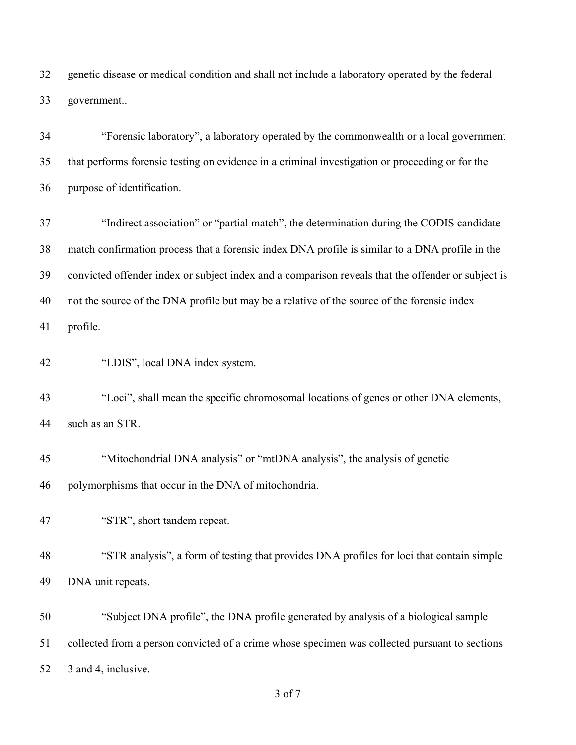genetic disease or medical condition and shall not include a laboratory operated by the federal government..

"Forensic laboratory", a laboratory operated by the commonwealth or a local government that performs forensic testing on evidence in a criminal investigation or proceeding or for the purpose of identification.

"Indirect association" or "partial match", the determination during the CODIS candidate match confirmation process that a forensic index DNA profile is similar to a DNA profile in the convicted offender index or subject index and a comparison reveals that the offender or subject is not the source of the DNA profile but may be a relative of the source of the forensic index profile.

"LDIS", local DNA index system.

"Loci", shall mean the specific chromosomal locations of genes or other DNA elements, such as an STR.

"Mitochondrial DNA analysis" or "mtDNA analysis", the analysis of genetic polymorphisms that occur in the DNA of mitochondria.

"STR", short tandem repeat.

"STR analysis", a form of testing that provides DNA profiles for loci that contain simple DNA unit repeats.

"Subject DNA profile", the DNA profile generated by analysis of a biological sample collected from a person convicted of a crime whose specimen was collected pursuant to sections 3 and 4, inclusive.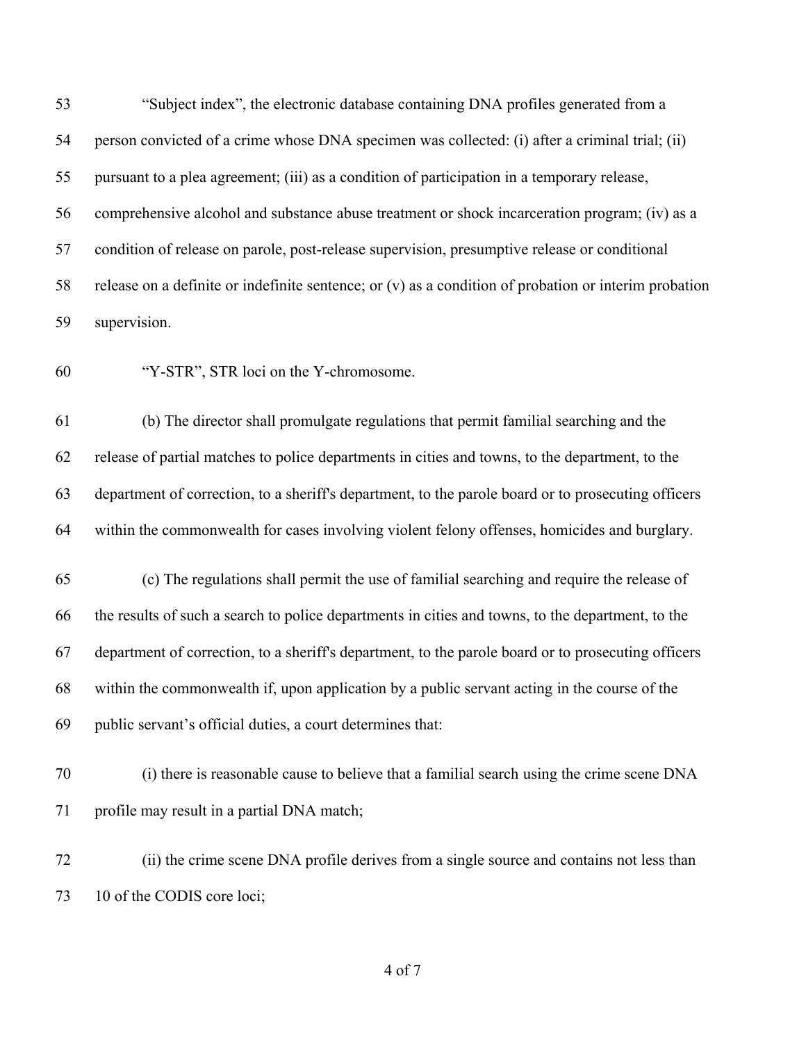53 "Subject index", the electronic database containing DNA profiles generated from a
54 person convicted of a crime whose DNA specimen was collected: (i) after a criminal trial; (ii)
55 pursuant to a plea agreement; (iii) as a condition of participation in a temporary release,
56 comprehensive alcohol and substance abuse treatment or shock incarceration program; (iv) as a
57 condition of release on parole, post-release supervision, presumptive release or conditional
58 release on a definite or indefinite sentence; or (v) as a condition of probation or interim probation
59 supervision.

60 "Y-STR", STR loci on the Y-chromosome.

61 (b) The director shall promulgate regulations that permit familial searching and the
62 release of partial matches to police departments in cities and towns, to the department, to the
63 department of correction, to a sheriff's department, to the parole board or to prosecuting officers
64 within the commonwealth for cases involving violent felony offenses, homicides and burglary.

65 (c) The regulations shall permit the use of familial searching and require the release of
66 the results of such a search to police departments in cities and towns, to the department, to the
67 department of correction, to a sheriff's department, to the parole board or to prosecuting officers
68 within the commonwealth if, upon application by a public servant acting in the course of the
69 public servant's official duties, a court determines that:

70 (i) there is reasonable cause to believe that a familial search using the crime scene DNA
71 profile may result in a partial DNA match;

72 (ii) the crime scene DNA profile derives from a single source and contains not less than
73 10 of the CODIS core loci;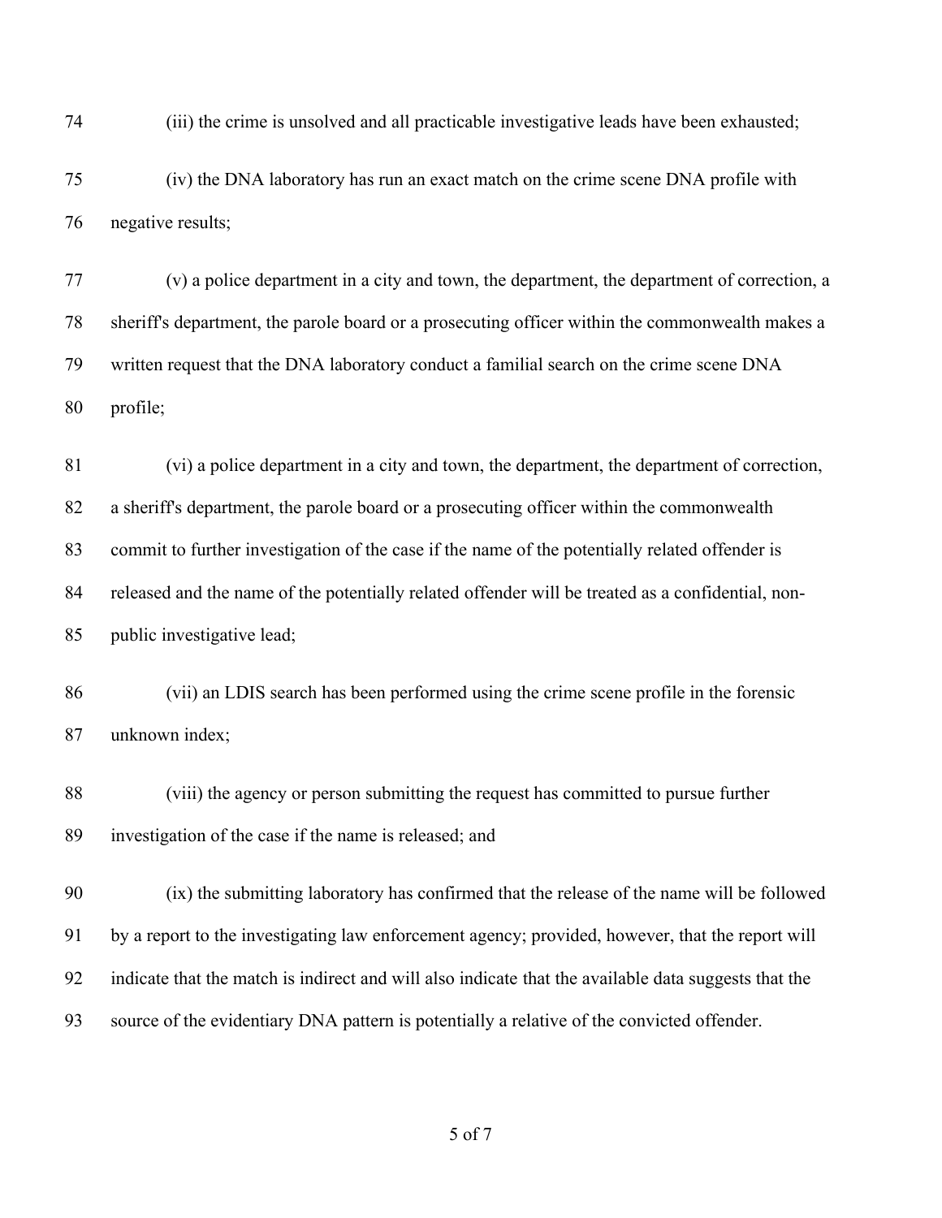(iii) the crime is unsolved and all practicable investigative leads have been exhausted;

(iv) the DNA laboratory has run an exact match on the crime scene DNA profile with negative results;

(v) a police department in a city and town, the department, the department of correction, a sheriff's department, the parole board or a prosecuting officer within the commonwealth makes a written request that the DNA laboratory conduct a familial search on the crime scene DNA profile;

(vi) a police department in a city and town, the department, the department of correction, a sheriff's department, the parole board or a prosecuting officer within the commonwealth commit to further investigation of the case if the name of the potentially related offender is released and the name of the potentially related offender will be treated as a confidential, non-public investigative lead;

(vii) an LDIS search has been performed using the crime scene profile in the forensic unknown index;

(viii) the agency or person submitting the request has committed to pursue further investigation of the case if the name is released; and

(ix) the submitting laboratory has confirmed that the release of the name will be followed by a report to the investigating law enforcement agency; provided, however, that the report will indicate that the match is indirect and will also indicate that the available data suggests that the source of the evidentiary DNA pattern is potentially a relative of the convicted offender.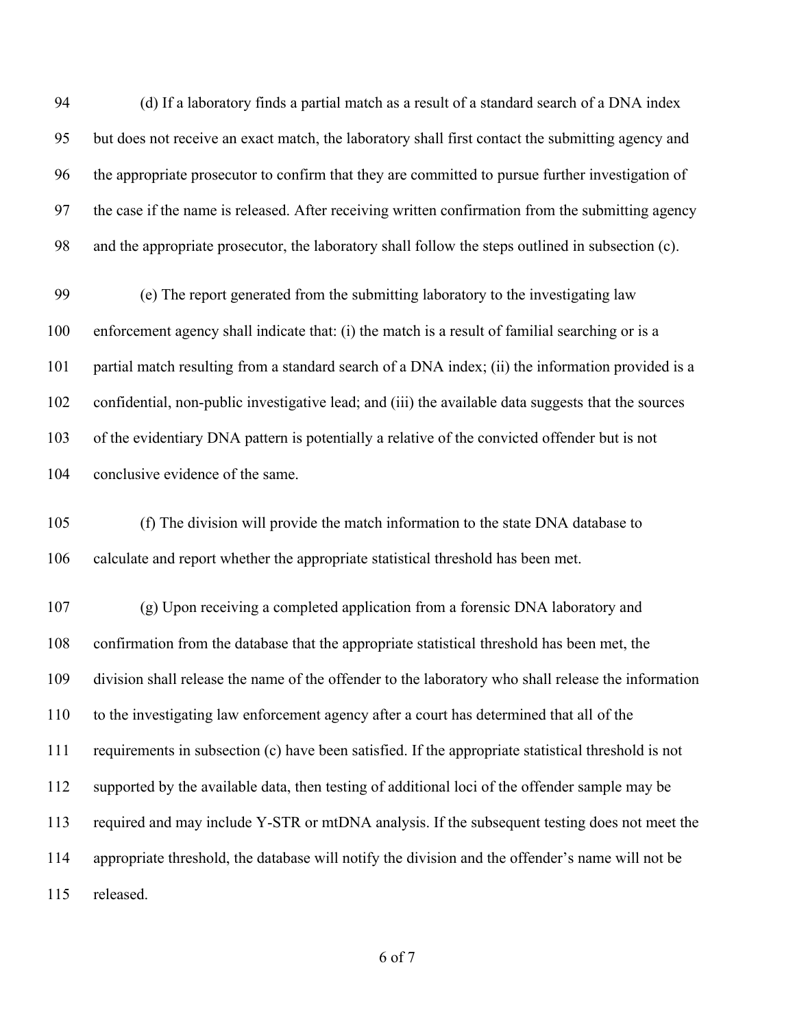(d) If a laboratory finds a partial match as a result of a standard search of a DNA index but does not receive an exact match, the laboratory shall first contact the submitting agency and the appropriate prosecutor to confirm that they are committed to pursue further investigation of the case if the name is released. After receiving written confirmation from the submitting agency and the appropriate prosecutor, the laboratory shall follow the steps outlined in subsection (c).

(e) The report generated from the submitting laboratory to the investigating law enforcement agency shall indicate that: (i) the match is a result of familial searching or is a partial match resulting from a standard search of a DNA index; (ii) the information provided is a confidential, non-public investigative lead; and (iii) the available data suggests that the sources of the evidentiary DNA pattern is potentially a relative of the convicted offender but is not conclusive evidence of the same.

(f) The division will provide the match information to the state DNA database to calculate and report whether the appropriate statistical threshold has been met.

(g) Upon receiving a completed application from a forensic DNA laboratory and confirmation from the database that the appropriate statistical threshold has been met, the division shall release the name of the offender to the laboratory who shall release the information to the investigating law enforcement agency after a court has determined that all of the requirements in subsection (c) have been satisfied. If the appropriate statistical threshold is not supported by the available data, then testing of additional loci of the offender sample may be required and may include Y-STR or mtDNA analysis. If the subsequent testing does not meet the appropriate threshold, the database will notify the division and the offender's name will not be released.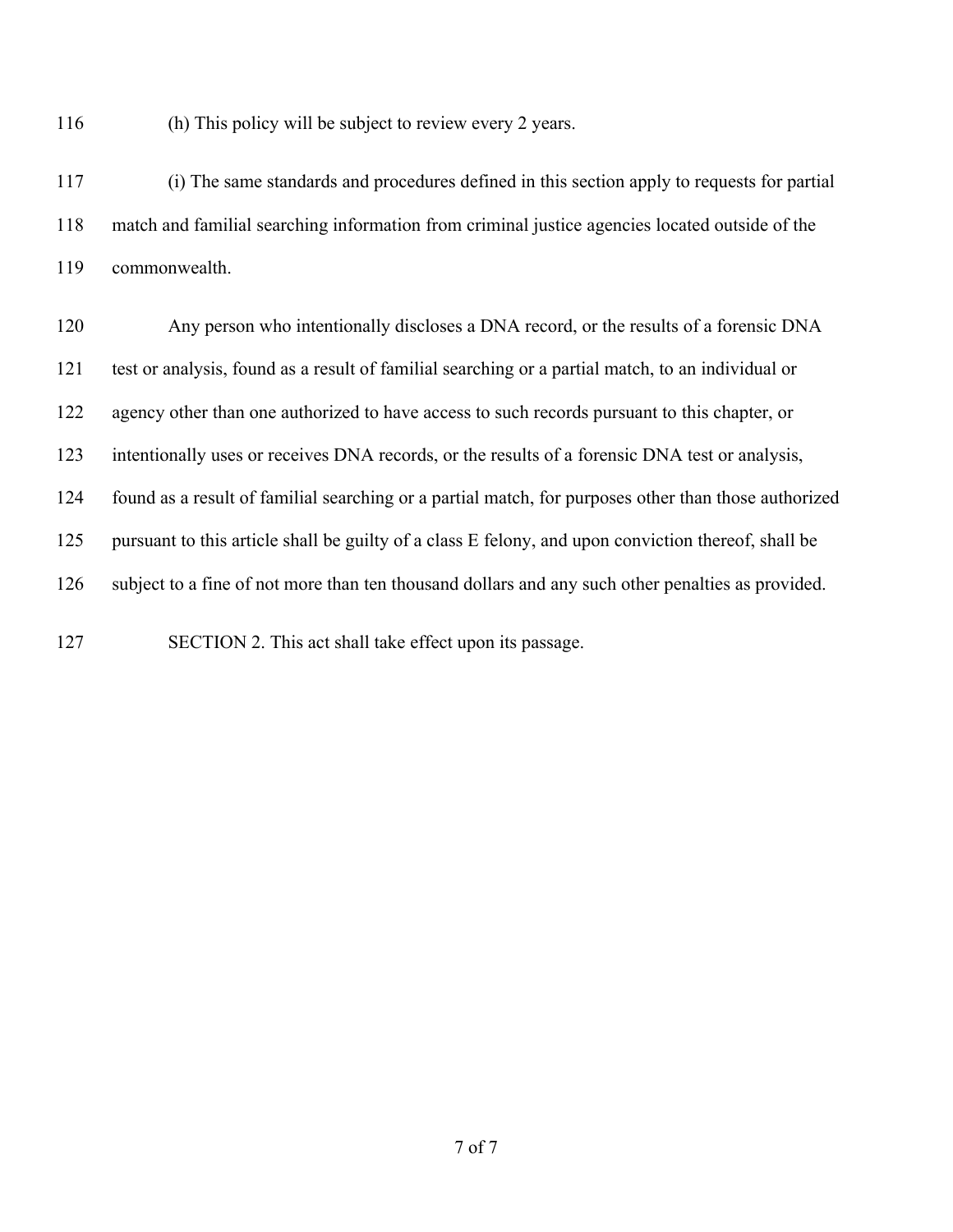(h) This policy will be subject to review every 2 years.

(i) The same standards and procedures defined in this section apply to requests for partial match and familial searching information from criminal justice agencies located outside of the commonwealth.

Any person who intentionally discloses a DNA record, or the results of a forensic DNA test or analysis, found as a result of familial searching or a partial match, to an individual or agency other than one authorized to have access to such records pursuant to this chapter, or intentionally uses or receives DNA records, or the results of a forensic DNA test or analysis, found as a result of familial searching or a partial match, for purposes other than those authorized pursuant to this article shall be guilty of a class E felony, and upon conviction thereof, shall be subject to a fine of not more than ten thousand dollars and any such other penalties as provided.

SECTION 2. This act shall take effect upon its passage.